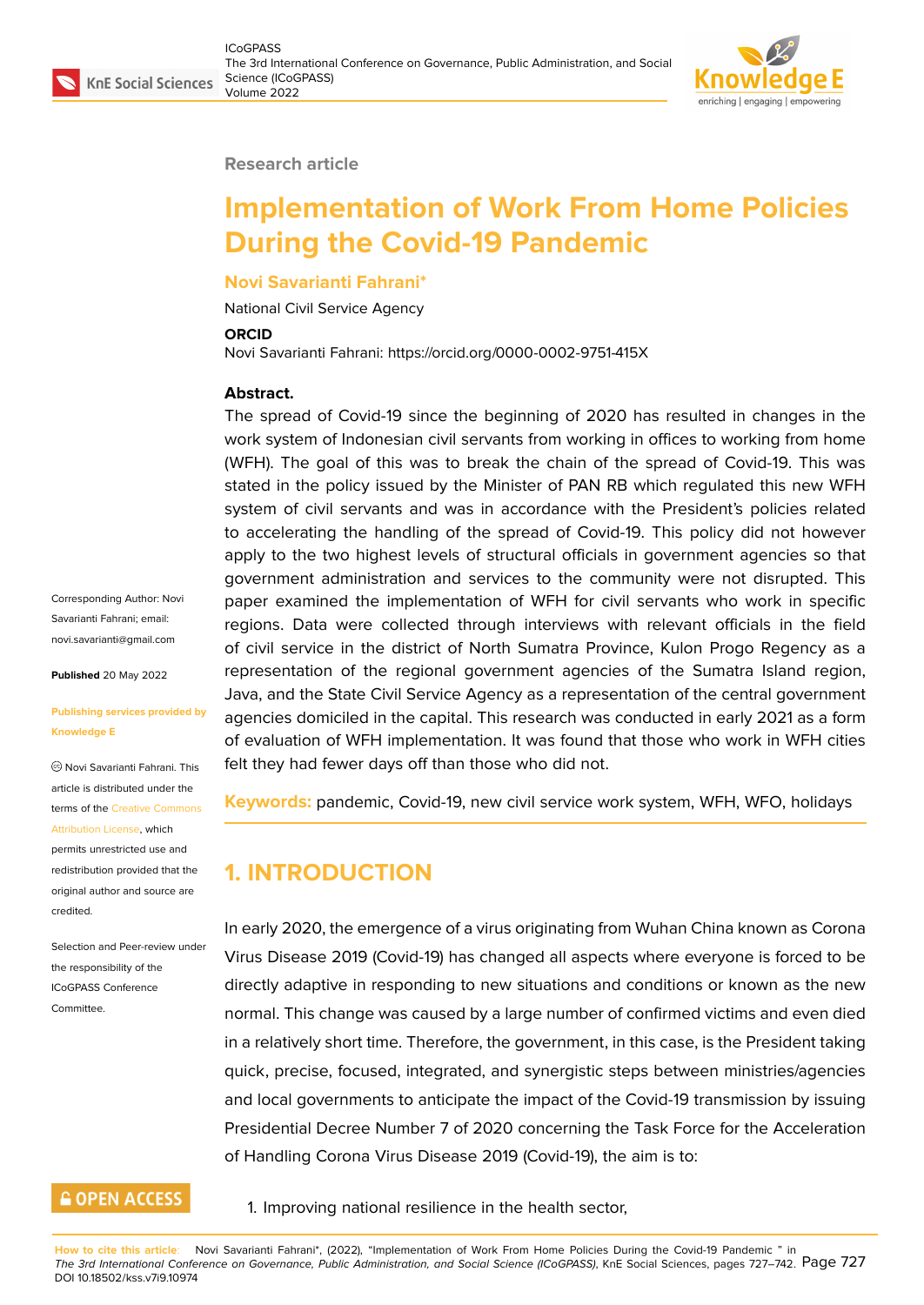Research article

# Implementation of Work From Home Policies During the Covid-19 Pandemic

**Novi Savarianti Fahrani***

National Civil Service Agency

**ORCID**

Novi Savarianti Fahrani: https://orcid.org/0000-0002-9751-415X

**Abstract.**

The spread of Covid-19 since the beginning of 2020 has resulted in changes in the work system of Indonesian civil servants from working in offices to working from home (WFH). The goal of this was to break the chain of the spread of Covid-19. This was stated in the policy issued by the Minister of PAN RB which regulated this new WFH system of civil servants and was in accordance with the President's policies related to accelerating the handling of the spread of Covid-19. This policy did not however apply to the two highest levels of structural officials in government agencies so that government administration and services to the community were not disrupted. This paper examined the implementation of WFH for civil servants who work in specific regions. Data were collected through interviews with relevant officials in the field of civil service in the district of North Sumatra Province, Kulon Progo Regency as a representation of the regional government agencies of the Sumatra Island region, Java, and the State Civil Service Agency as a representation of the central government agencies domiciled in the capital. This research was conducted in early 2021 as a form of evaluation of WFH implementation. It was found that those who work in WFH cities felt they had fewer days off than those who did not.

**Keywords:** pandemic, Covid-19, new civil service work system, WFH, WFO, holidays

Corresponding Author: Novi Savarianti Fahrani; email: novi.savarianti@gmail.com

**Published** 20 May 2022

**Publishing services provided by Knowledge E**

© Novi Savarianti Fahrani. This article is distributed under the terms of the Creative Commons Attribution License, which permits unrestricted use and redistribution provided that the original author and source are credited.

Selection and Peer-review under the responsibility of the ICoGPASS Conference Committee.

## 1. INTRODUCTION

In early 2020, the emergence of a virus originating from Wuhan China known as Corona Virus Disease 2019 (Covid-19) has changed all aspects where everyone is forced to be directly adaptive in responding to new situations and conditions or known as the new normal. This change was caused by a large number of confirmed victims and even died in a relatively short time. Therefore, the government, in this case, is the President taking quick, precise, focused, integrated, and synergistic steps between ministries/agencies and local governments to anticipate the impact of the Covid-19 transmission by issuing Presidential Decree Number 7 of 2020 concerning the Task Force for the Acceleration of Handling Corona Virus Disease 2019 (Covid-19), the aim is to:

1. Improving national resilience in the health sector,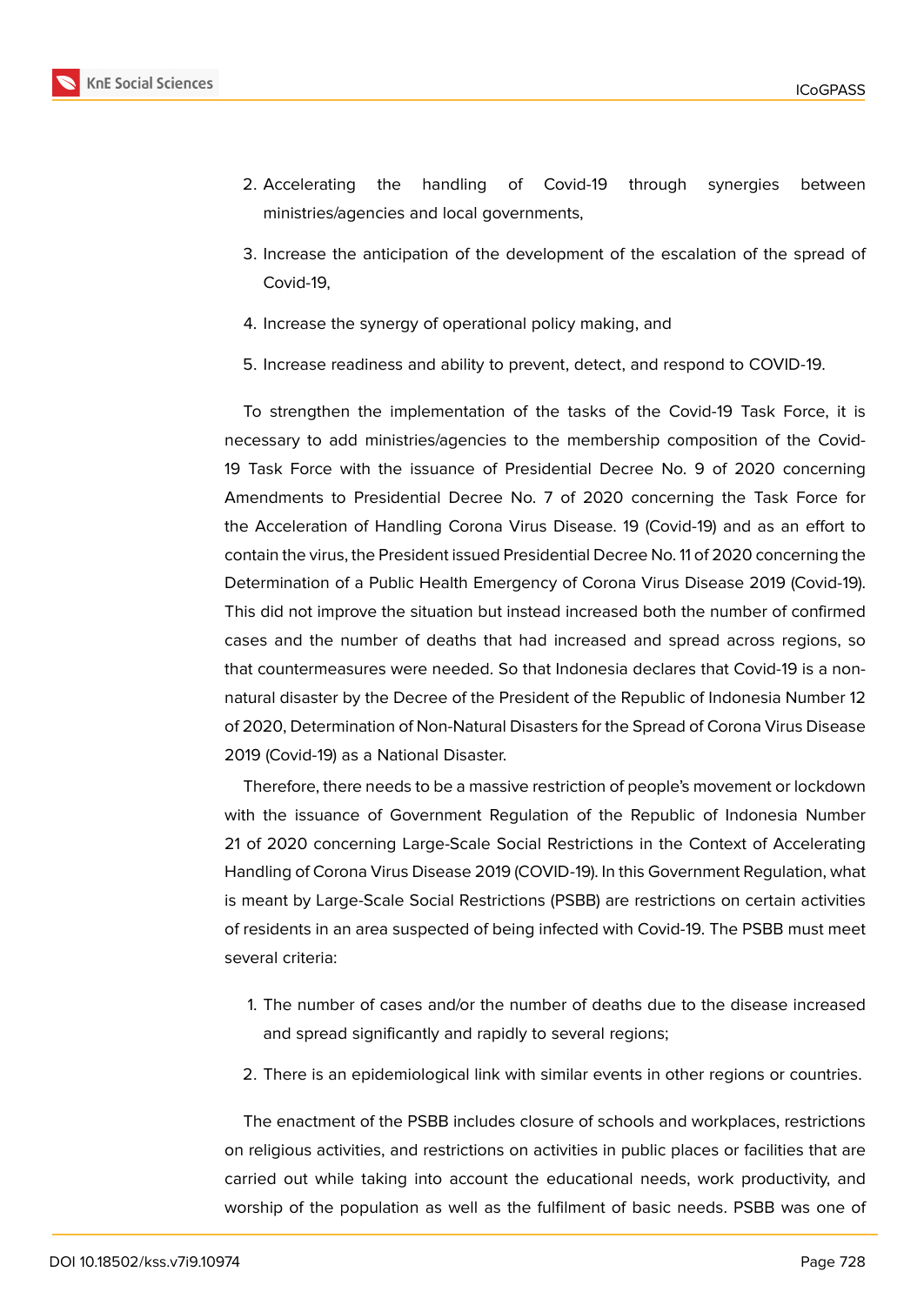2. Accelerating the handling of Covid-19 through synergies between ministries/agencies and local governments,
3. Increase the anticipation of the development of the escalation of the spread of Covid-19,
4. Increase the synergy of operational policy making, and
5. Increase readiness and ability to prevent, detect, and respond to COVID-19.

To strengthen the implementation of the tasks of the Covid-19 Task Force, it is necessary to add ministries/agencies to the membership composition of the Covid-19 Task Force with the issuance of Presidential Decree No. 9 of 2020 concerning Amendments to Presidential Decree No. 7 of 2020 concerning the Task Force for the Acceleration of Handling Corona Virus Disease. 19 (Covid-19) and as an effort to contain the virus, the President issued Presidential Decree No. 11 of 2020 concerning the Determination of a Public Health Emergency of Corona Virus Disease 2019 (Covid-19). This did not improve the situation but instead increased both the number of confirmed cases and the number of deaths that had increased and spread across regions, so that countermeasures were needed. So that Indonesia declares that Covid-19 is a non-natural disaster by the Decree of the President of the Republic of Indonesia Number 12 of 2020, Determination of Non-Natural Disasters for the Spread of Corona Virus Disease 2019 (Covid-19) as a National Disaster.

Therefore, there needs to be a massive restriction of people's movement or lockdown with the issuance of Government Regulation of the Republic of Indonesia Number 21 of 2020 concerning Large-Scale Social Restrictions in the Context of Accelerating Handling of Corona Virus Disease 2019 (COVID-19). In this Government Regulation, what is meant by Large-Scale Social Restrictions (PSBB) are restrictions on certain activities of residents in an area suspected of being infected with Covid-19. The PSBB must meet several criteria:

1. The number of cases and/or the number of deaths due to the disease increased and spread significantly and rapidly to several regions;
2. There is an epidemiological link with similar events in other regions or countries.

The enactment of the PSBB includes closure of schools and workplaces, restrictions on religious activities, and restrictions on activities in public places or facilities that are carried out while taking into account the educational needs, work productivity, and worship of the population as well as the fulfilment of basic needs. PSBB was one of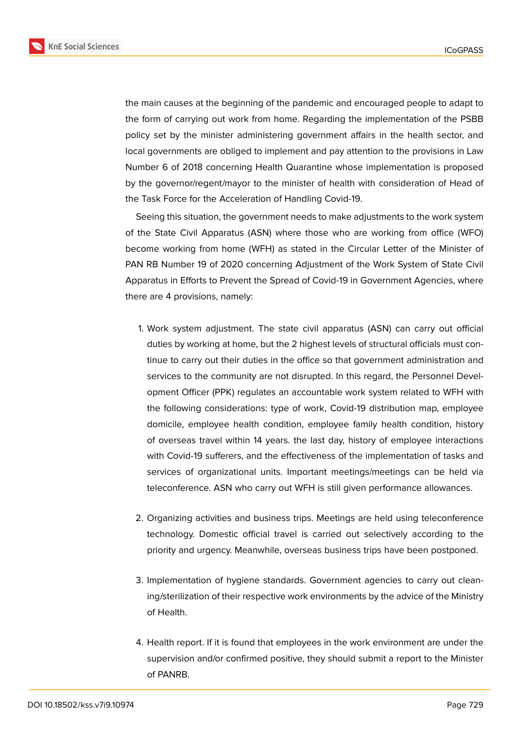the main causes at the beginning of the pandemic and encouraged people to adapt to the form of carrying out work from home. Regarding the implementation of the PSBB policy set by the minister administering government affairs in the health sector, and local governments are obliged to implement and pay attention to the provisions in Law Number 6 of 2018 concerning Health Quarantine whose implementation is proposed by the governor/regent/mayor to the minister of health with consideration of Head of the Task Force for the Acceleration of Handling Covid-19.

Seeing this situation, the government needs to make adjustments to the work system of the State Civil Apparatus (ASN) where those who are working from office (WFO) become working from home (WFH) as stated in the Circular Letter of the Minister of PAN RB Number 19 of 2020 concerning Adjustment of the Work System of State Civil Apparatus in Efforts to Prevent the Spread of Covid-19 in Government Agencies, where there are 4 provisions, namely:

1. Work system adjustment. The state civil apparatus (ASN) can carry out official duties by working at home, but the 2 highest levels of structural officials must continue to carry out their duties in the office so that government administration and services to the community are not disrupted. In this regard, the Personnel Development Officer (PPK) regulates an accountable work system related to WFH with the following considerations: type of work, Covid-19 distribution map, employee domicile, employee health condition, employee family health condition, history of overseas travel within 14 years. the last day, history of employee interactions with Covid-19 sufferers, and the effectiveness of the implementation of tasks and services of organizational units. Important meetings/meetings can be held via teleconference. ASN who carry out WFH is still given performance allowances.

2. Organizing activities and business trips. Meetings are held using teleconference technology. Domestic official travel is carried out selectively according to the priority and urgency. Meanwhile, overseas business trips have been postponed.

3. Implementation of hygiene standards. Government agencies to carry out cleaning/sterilization of their respective work environments by the advice of the Ministry of Health.

4. Health report. If it is found that employees in the work environment are under the supervision and/or confirmed positive, they should submit a report to the Minister of PANRB.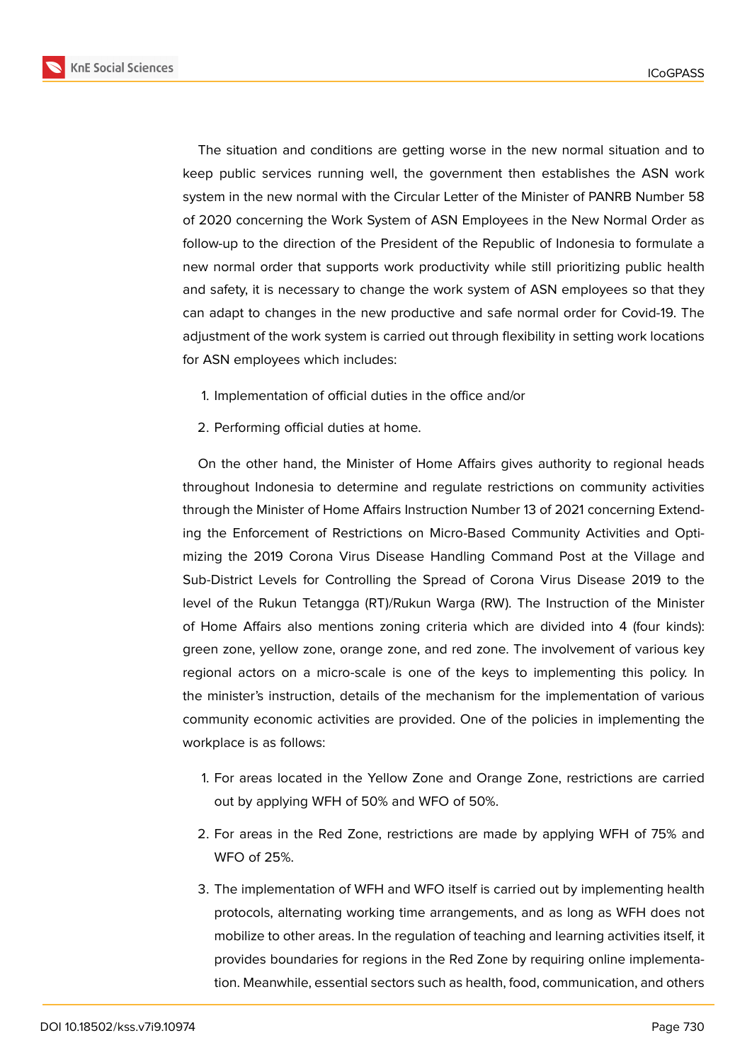The situation and conditions are getting worse in the new normal situation and to keep public services running well, the government then establishes the ASN work system in the new normal with the Circular Letter of the Minister of PANRB Number 58 of 2020 concerning the Work System of ASN Employees in the New Normal Order as follow-up to the direction of the President of the Republic of Indonesia to formulate a new normal order that supports work productivity while still prioritizing public health and safety, it is necessary to change the work system of ASN employees so that they can adapt to changes in the new productive and safe normal order for Covid-19. The adjustment of the work system is carried out through flexibility in setting work locations for ASN employees which includes:

1. Implementation of official duties in the office and/or
2. Performing official duties at home.

On the other hand, the Minister of Home Affairs gives authority to regional heads throughout Indonesia to determine and regulate restrictions on community activities through the Minister of Home Affairs Instruction Number 13 of 2021 concerning Extending the Enforcement of Restrictions on Micro-Based Community Activities and Optimizing the 2019 Corona Virus Disease Handling Command Post at the Village and Sub-District Levels for Controlling the Spread of Corona Virus Disease 2019 to the level of the Rukun Tetangga (RT)/Rukun Warga (RW). The Instruction of the Minister of Home Affairs also mentions zoning criteria which are divided into 4 (four kinds): green zone, yellow zone, orange zone, and red zone. The involvement of various key regional actors on a micro-scale is one of the keys to implementing this policy. In the minister's instruction, details of the mechanism for the implementation of various community economic activities are provided. One of the policies in implementing the workplace is as follows:

1. For areas located in the Yellow Zone and Orange Zone, restrictions are carried out by applying WFH of 50% and WFO of 50%.
2. For areas in the Red Zone, restrictions are made by applying WFH of 75% and WFO of 25%.
3. The implementation of WFH and WFO itself is carried out by implementing health protocols, alternating working time arrangements, and as long as WFH does not mobilize to other areas. In the regulation of teaching and learning activities itself, it provides boundaries for regions in the Red Zone by requiring online implementation. Meanwhile, essential sectors such as health, food, communication, and others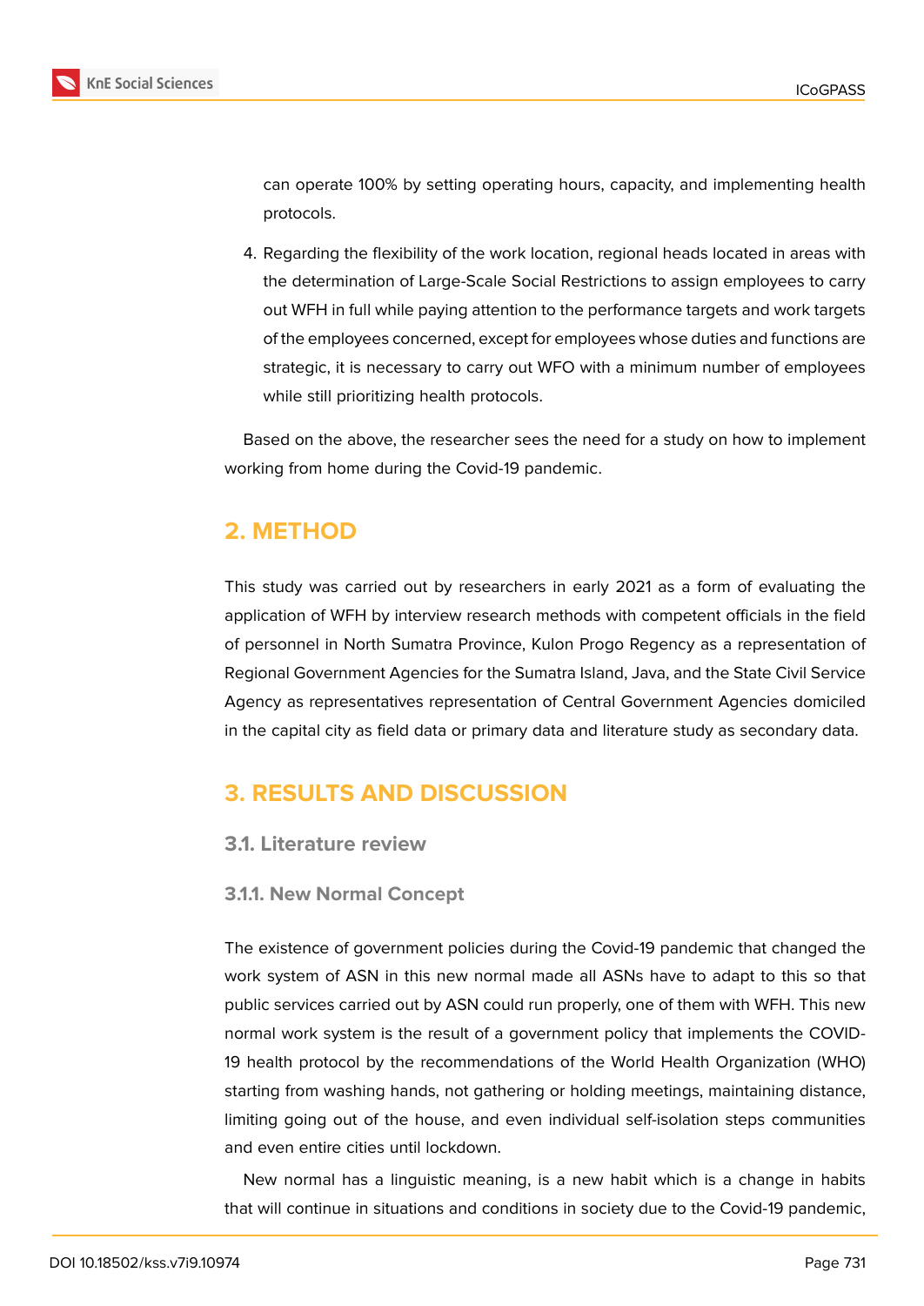can operate 100% by setting operating hours, capacity, and implementing health protocols.

4. Regarding the flexibility of the work location, regional heads located in areas with the determination of Large-Scale Social Restrictions to assign employees to carry out WFH in full while paying attention to the performance targets and work targets of the employees concerned, except for employees whose duties and functions are strategic, it is necessary to carry out WFO with a minimum number of employees while still prioritizing health protocols.

Based on the above, the researcher sees the need for a study on how to implement working from home during the Covid-19 pandemic.

## 2. METHOD

This study was carried out by researchers in early 2021 as a form of evaluating the application of WFH by interview research methods with competent officials in the field of personnel in North Sumatra Province, Kulon Progo Regency as a representation of Regional Government Agencies for the Sumatra Island, Java, and the State Civil Service Agency as representatives representation of Central Government Agencies domiciled in the capital city as field data or primary data and literature study as secondary data.

## 3. RESULTS AND DISCUSSION

### 3.1. Literature review

#### 3.1.1. New Normal Concept

The existence of government policies during the Covid-19 pandemic that changed the work system of ASN in this new normal made all ASNs have to adapt to this so that public services carried out by ASN could run properly, one of them with WFH. This new normal work system is the result of a government policy that implements the COVID-19 health protocol by the recommendations of the World Health Organization (WHO) starting from washing hands, not gathering or holding meetings, maintaining distance, limiting going out of the house, and even individual self-isolation steps communities and even entire cities until lockdown.

New normal has a linguistic meaning, is a new habit which is a change in habits that will continue in situations and conditions in society due to the Covid-19 pandemic,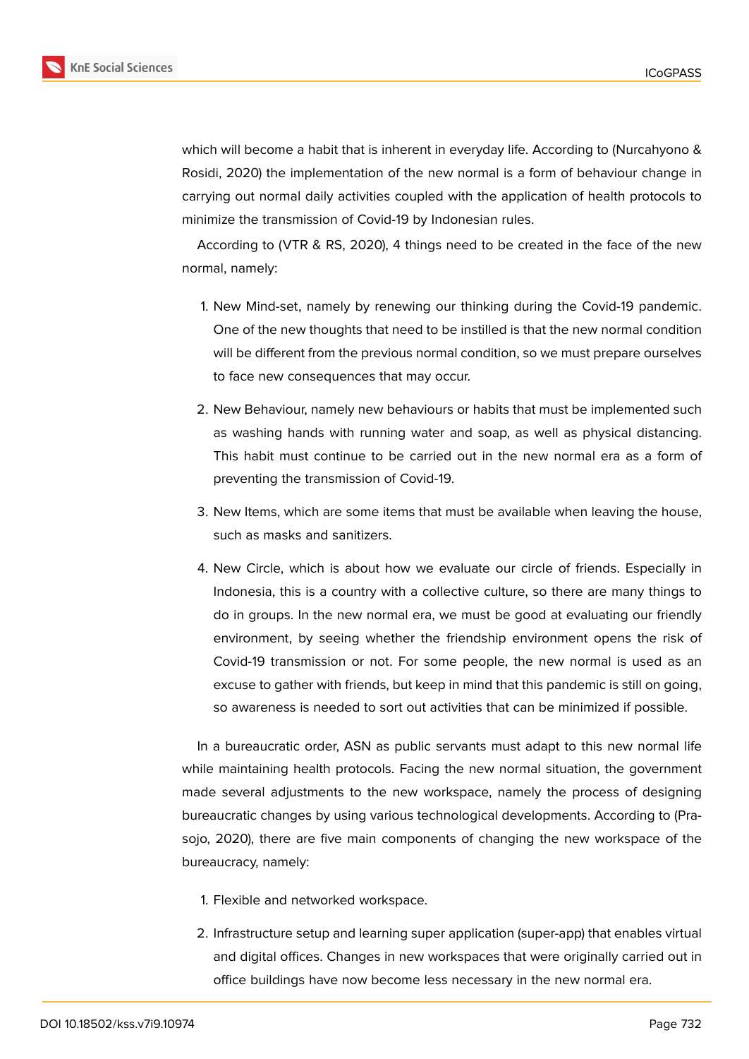which will become a habit that is inherent in everyday life. According to (Nurcahyono & Rosidi, 2020) the implementation of the new normal is a form of behaviour change in carrying out normal daily activities coupled with the application of health protocols to minimize the transmission of Covid-19 by Indonesian rules.

According to (VTR & RS, 2020), 4 things need to be created in the face of the new normal, namely:

1. New Mind-set, namely by renewing our thinking during the Covid-19 pandemic. One of the new thoughts that need to be instilled is that the new normal condition will be different from the previous normal condition, so we must prepare ourselves to face new consequences that may occur.
2. New Behaviour, namely new behaviours or habits that must be implemented such as washing hands with running water and soap, as well as physical distancing. This habit must continue to be carried out in the new normal era as a form of preventing the transmission of Covid-19.
3. New Items, which are some items that must be available when leaving the house, such as masks and sanitizers.
4. New Circle, which is about how we evaluate our circle of friends. Especially in Indonesia, this is a country with a collective culture, so there are many things to do in groups. In the new normal era, we must be good at evaluating our friendly environment, by seeing whether the friendship environment opens the risk of Covid-19 transmission or not. For some people, the new normal is used as an excuse to gather with friends, but keep in mind that this pandemic is still on going, so awareness is needed to sort out activities that can be minimized if possible.

In a bureaucratic order, ASN as public servants must adapt to this new normal life while maintaining health protocols. Facing the new normal situation, the government made several adjustments to the new workspace, namely the process of designing bureaucratic changes by using various technological developments. According to (Prasojo, 2020), there are five main components of changing the new workspace of the bureaucracy, namely:

1. Flexible and networked workspace.
2. Infrastructure setup and learning super application (super-app) that enables virtual and digital offices. Changes in new workspaces that were originally carried out in office buildings have now become less necessary in the new normal era.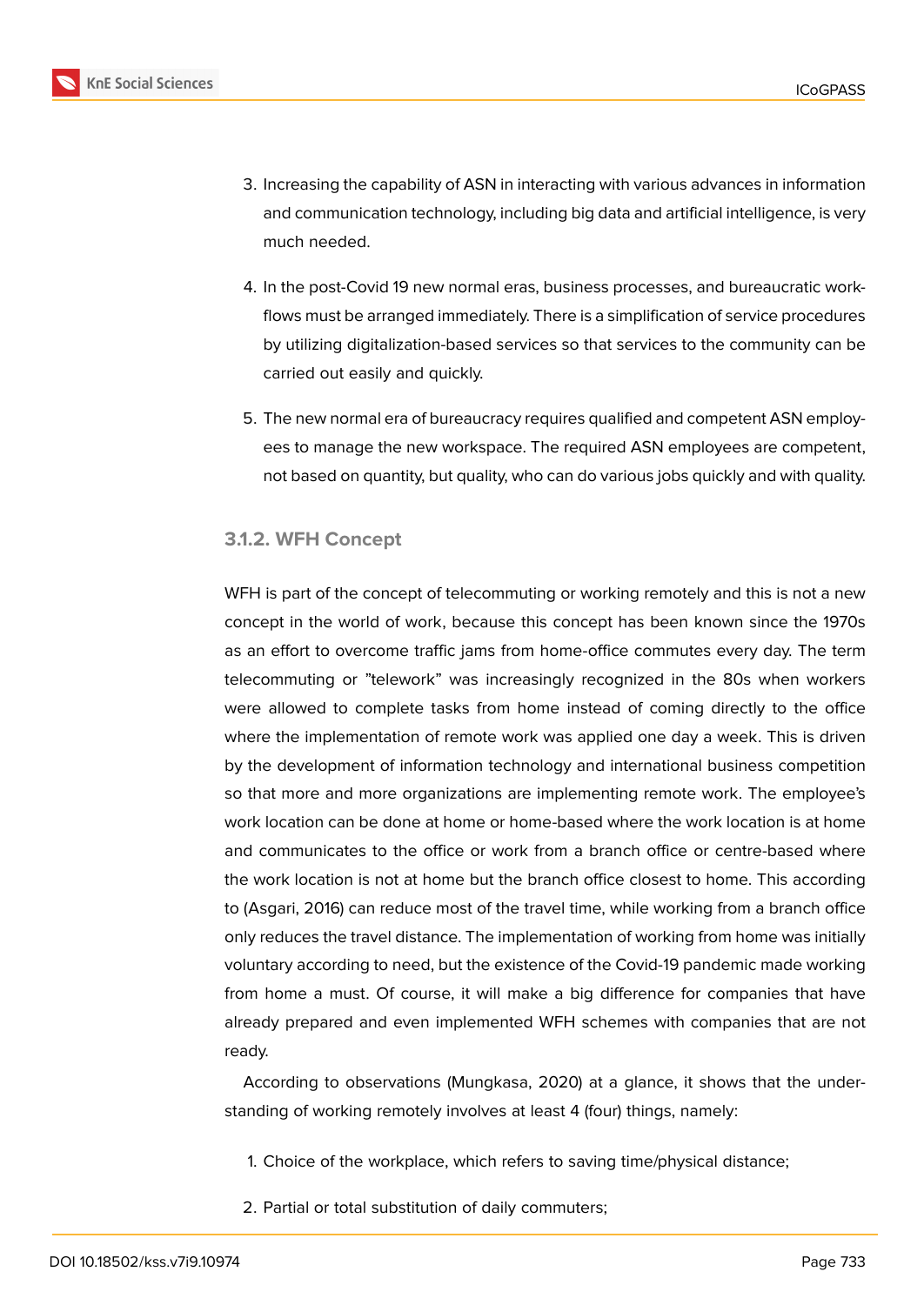3. Increasing the capability of ASN in interacting with various advances in information and communication technology, including big data and artificial intelligence, is very much needed.

4. In the post-Covid 19 new normal eras, business processes, and bureaucratic workflows must be arranged immediately. There is a simplification of service procedures by utilizing digitalization-based services so that services to the community can be carried out easily and quickly.

5. The new normal era of bureaucracy requires qualified and competent ASN employees to manage the new workspace. The required ASN employees are competent, not based on quantity, but quality, who can do various jobs quickly and with quality.

### 3.1.2. WFH Concept

WFH is part of the concept of telecommuting or working remotely and this is not a new concept in the world of work, because this concept has been known since the 1970s as an effort to overcome traffic jams from home-office commutes every day. The term telecommuting or "telework" was increasingly recognized in the 80s when workers were allowed to complete tasks from home instead of coming directly to the office where the implementation of remote work was applied one day a week. This is driven by the development of information technology and international business competition so that more and more organizations are implementing remote work. The employee's work location can be done at home or home-based where the work location is at home and communicates to the office or work from a branch office or centre-based where the work location is not at home but the branch office closest to home. This according to (Asgari, 2016) can reduce most of the travel time, while working from a branch office only reduces the travel distance. The implementation of working from home was initially voluntary according to need, but the existence of the Covid-19 pandemic made working from home a must. Of course, it will make a big difference for companies that have already prepared and even implemented WFH schemes with companies that are not ready.

According to observations (Mungkasa, 2020) at a glance, it shows that the understanding of working remotely involves at least 4 (four) things, namely:

1. Choice of the workplace, which refers to saving time/physical distance;

2. Partial or total substitution of daily commuters;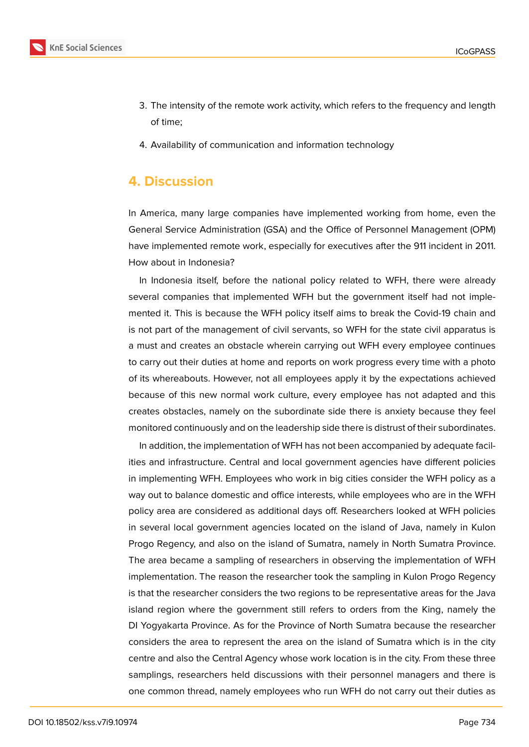3. The intensity of the remote work activity, which refers to the frequency and length of time;

4. Availability of communication and information technology

## 4. Discussion

In America, many large companies have implemented working from home, even the General Service Administration (GSA) and the Office of Personnel Management (OPM) have implemented remote work, especially for executives after the 911 incident in 2011. How about in Indonesia?

In Indonesia itself, before the national policy related to WFH, there were already several companies that implemented WFH but the government itself had not implemented it. This is because the WFH policy itself aims to break the Covid-19 chain and is not part of the management of civil servants, so WFH for the state civil apparatus is a must and creates an obstacle wherein carrying out WFH every employee continues to carry out their duties at home and reports on work progress every time with a photo of its whereabouts. However, not all employees apply it by the expectations achieved because of this new normal work culture, every employee has not adapted and this creates obstacles, namely on the subordinate side there is anxiety because they feel monitored continuously and on the leadership side there is distrust of their subordinates.

In addition, the implementation of WFH has not been accompanied by adequate facilities and infrastructure. Central and local government agencies have different policies in implementing WFH. Employees who work in big cities consider the WFH policy as a way out to balance domestic and office interests, while employees who are in the WFH policy area are considered as additional days off. Researchers looked at WFH policies in several local government agencies located on the island of Java, namely in Kulon Progo Regency, and also on the island of Sumatra, namely in North Sumatra Province. The area became a sampling of researchers in observing the implementation of WFH implementation. The reason the researcher took the sampling in Kulon Progo Regency is that the researcher considers the two regions to be representative areas for the Java island region where the government still refers to orders from the King, namely the DI Yogyakarta Province. As for the Province of North Sumatra because the researcher considers the area to represent the area on the island of Sumatra which is in the city centre and also the Central Agency whose work location is in the city. From these three samplings, researchers held discussions with their personnel managers and there is one common thread, namely employees who run WFH do not carry out their duties as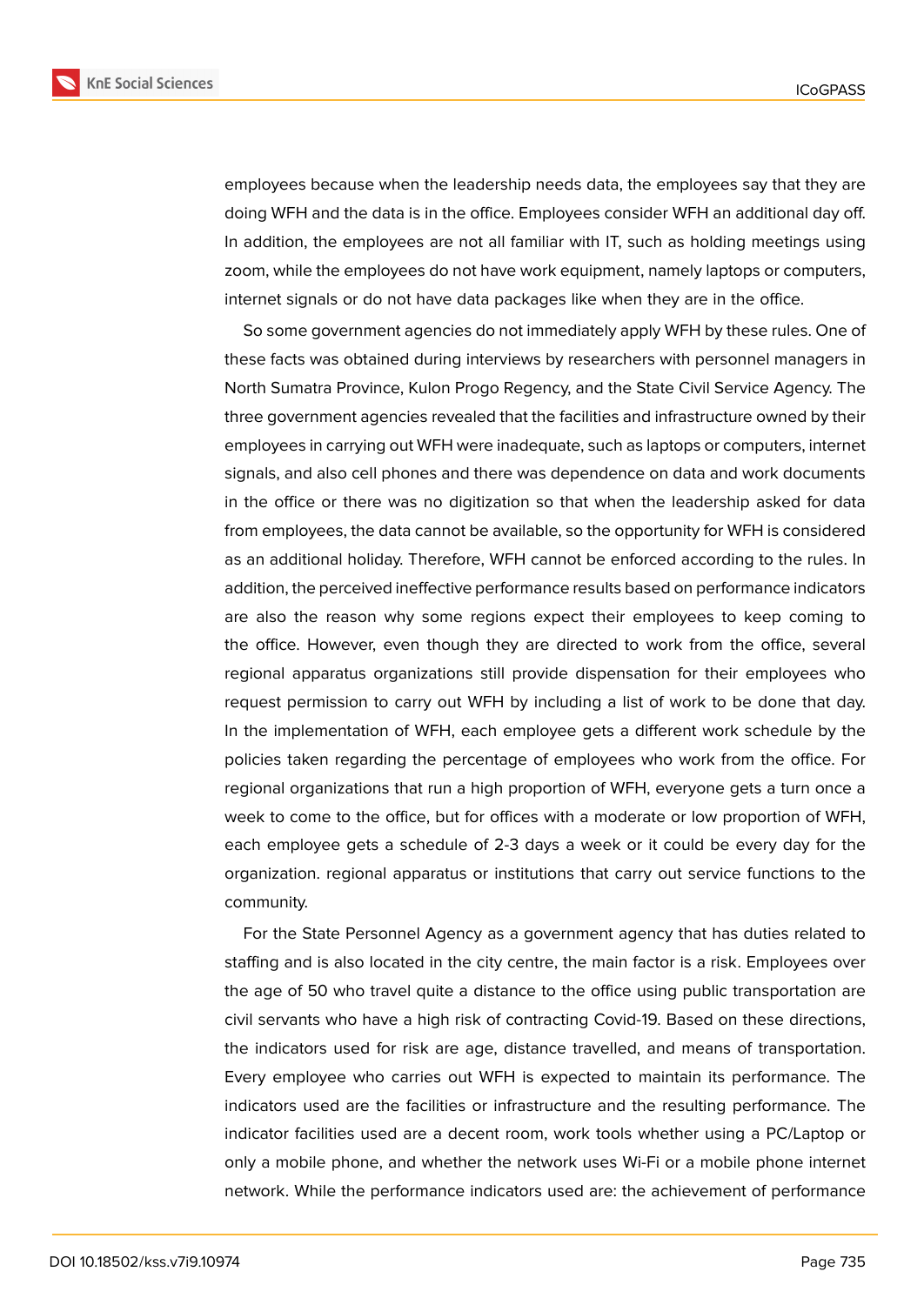employees because when the leadership needs data, the employees say that they are doing WFH and the data is in the office. Employees consider WFH an additional day off. In addition, the employees are not all familiar with IT, such as holding meetings using zoom, while the employees do not have work equipment, namely laptops or computers, internet signals or do not have data packages like when they are in the office.

So some government agencies do not immediately apply WFH by these rules. One of these facts was obtained during interviews by researchers with personnel managers in North Sumatra Province, Kulon Progo Regency, and the State Civil Service Agency. The three government agencies revealed that the facilities and infrastructure owned by their employees in carrying out WFH were inadequate, such as laptops or computers, internet signals, and also cell phones and there was dependence on data and work documents in the office or there was no digitization so that when the leadership asked for data from employees, the data cannot be available, so the opportunity for WFH is considered as an additional holiday. Therefore, WFH cannot be enforced according to the rules. In addition, the perceived ineffective performance results based on performance indicators are also the reason why some regions expect their employees to keep coming to the office. However, even though they are directed to work from the office, several regional apparatus organizations still provide dispensation for their employees who request permission to carry out WFH by including a list of work to be done that day. In the implementation of WFH, each employee gets a different work schedule by the policies taken regarding the percentage of employees who work from the office. For regional organizations that run a high proportion of WFH, everyone gets a turn once a week to come to the office, but for offices with a moderate or low proportion of WFH, each employee gets a schedule of 2-3 days a week or it could be every day for the organization. regional apparatus or institutions that carry out service functions to the community.

For the State Personnel Agency as a government agency that has duties related to staffing and is also located in the city centre, the main factor is a risk. Employees over the age of 50 who travel quite a distance to the office using public transportation are civil servants who have a high risk of contracting Covid-19. Based on these directions, the indicators used for risk are age, distance travelled, and means of transportation. Every employee who carries out WFH is expected to maintain its performance. The indicators used are the facilities or infrastructure and the resulting performance. The indicator facilities used are a decent room, work tools whether using a PC/Laptop or only a mobile phone, and whether the network uses Wi-Fi or a mobile phone internet network. While the performance indicators used are: the achievement of performance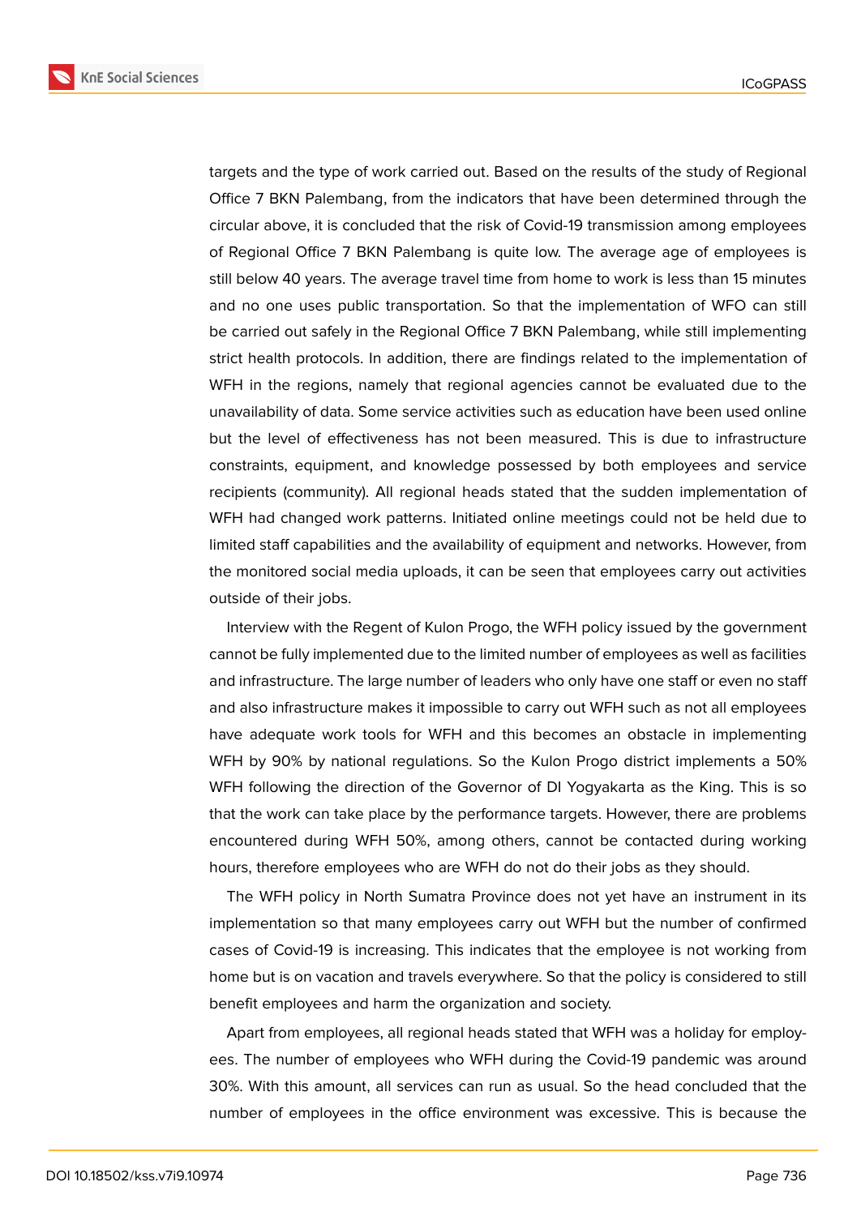targets and the type of work carried out. Based on the results of the study of Regional Office 7 BKN Palembang, from the indicators that have been determined through the circular above, it is concluded that the risk of Covid-19 transmission among employees of Regional Office 7 BKN Palembang is quite low. The average age of employees is still below 40 years. The average travel time from home to work is less than 15 minutes and no one uses public transportation. So that the implementation of WFO can still be carried out safely in the Regional Office 7 BKN Palembang, while still implementing strict health protocols. In addition, there are findings related to the implementation of WFH in the regions, namely that regional agencies cannot be evaluated due to the unavailability of data. Some service activities such as education have been used online but the level of effectiveness has not been measured. This is due to infrastructure constraints, equipment, and knowledge possessed by both employees and service recipients (community). All regional heads stated that the sudden implementation of WFH had changed work patterns. Initiated online meetings could not be held due to limited staff capabilities and the availability of equipment and networks. However, from the monitored social media uploads, it can be seen that employees carry out activities outside of their jobs.

Interview with the Regent of Kulon Progo, the WFH policy issued by the government cannot be fully implemented due to the limited number of employees as well as facilities and infrastructure. The large number of leaders who only have one staff or even no staff and also infrastructure makes it impossible to carry out WFH such as not all employees have adequate work tools for WFH and this becomes an obstacle in implementing WFH by 90% by national regulations. So the Kulon Progo district implements a 50% WFH following the direction of the Governor of DI Yogyakarta as the King. This is so that the work can take place by the performance targets. However, there are problems encountered during WFH 50%, among others, cannot be contacted during working hours, therefore employees who are WFH do not do their jobs as they should.

The WFH policy in North Sumatra Province does not yet have an instrument in its implementation so that many employees carry out WFH but the number of confirmed cases of Covid-19 is increasing. This indicates that the employee is not working from home but is on vacation and travels everywhere. So that the policy is considered to still benefit employees and harm the organization and society.

Apart from employees, all regional heads stated that WFH was a holiday for employees. The number of employees who WFH during the Covid-19 pandemic was around 30%. With this amount, all services can run as usual. So the head concluded that the number of employees in the office environment was excessive. This is because the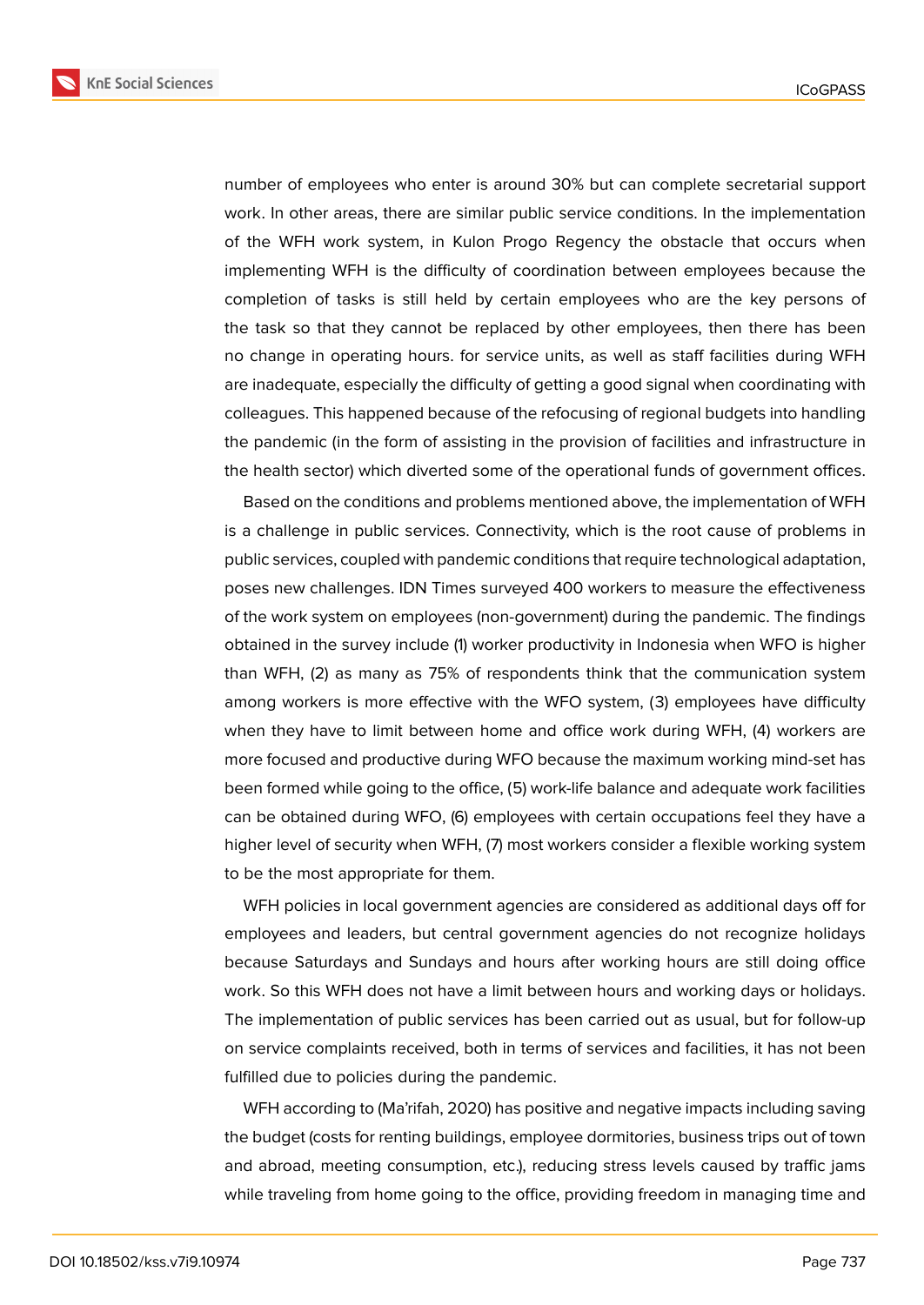number of employees who enter is around 30% but can complete secretarial support work. In other areas, there are similar public service conditions. In the implementation of the WFH work system, in Kulon Progo Regency the obstacle that occurs when implementing WFH is the difficulty of coordination between employees because the completion of tasks is still held by certain employees who are the key persons of the task so that they cannot be replaced by other employees, then there has been no change in operating hours. for service units, as well as staff facilities during WFH are inadequate, especially the difficulty of getting a good signal when coordinating with colleagues. This happened because of the refocusing of regional budgets into handling the pandemic (in the form of assisting in the provision of facilities and infrastructure in the health sector) which diverted some of the operational funds of government offices.

Based on the conditions and problems mentioned above, the implementation of WFH is a challenge in public services. Connectivity, which is the root cause of problems in public services, coupled with pandemic conditions that require technological adaptation, poses new challenges. IDN Times surveyed 400 workers to measure the effectiveness of the work system on employees (non-government) during the pandemic. The findings obtained in the survey include (1) worker productivity in Indonesia when WFO is higher than WFH, (2) as many as 75% of respondents think that the communication system among workers is more effective with the WFO system, (3) employees have difficulty when they have to limit between home and office work during WFH, (4) workers are more focused and productive during WFO because the maximum working mind-set has been formed while going to the office, (5) work-life balance and adequate work facilities can be obtained during WFO, (6) employees with certain occupations feel they have a higher level of security when WFH, (7) most workers consider a flexible working system to be the most appropriate for them.

WFH policies in local government agencies are considered as additional days off for employees and leaders, but central government agencies do not recognize holidays because Saturdays and Sundays and hours after working hours are still doing office work. So this WFH does not have a limit between hours and working days or holidays. The implementation of public services has been carried out as usual, but for follow-up on service complaints received, both in terms of services and facilities, it has not been fulfilled due to policies during the pandemic.

WFH according to (Ma'rifah, 2020) has positive and negative impacts including saving the budget (costs for renting buildings, employee dormitories, business trips out of town and abroad, meeting consumption, etc.), reducing stress levels caused by traffic jams while traveling from home going to the office, providing freedom in managing time and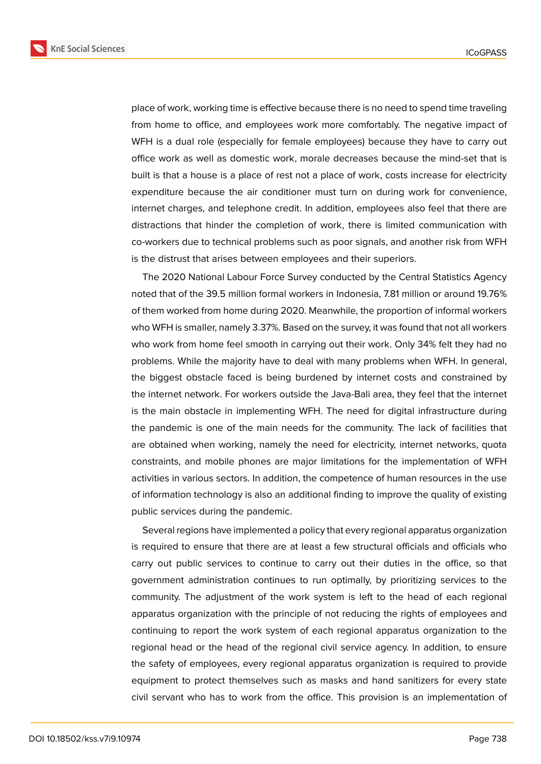place of work, working time is effective because there is no need to spend time traveling from home to office, and employees work more comfortably. The negative impact of WFH is a dual role (especially for female employees) because they have to carry out office work as well as domestic work, morale decreases because the mind-set that is built is that a house is a place of rest not a place of work, costs increase for electricity expenditure because the air conditioner must turn on during work for convenience, internet charges, and telephone credit. In addition, employees also feel that there are distractions that hinder the completion of work, there is limited communication with co-workers due to technical problems such as poor signals, and another risk from WFH is the distrust that arises between employees and their superiors.

The 2020 National Labour Force Survey conducted by the Central Statistics Agency noted that of the 39.5 million formal workers in Indonesia, 7.81 million or around 19.76% of them worked from home during 2020. Meanwhile, the proportion of informal workers who WFH is smaller, namely 3.37%. Based on the survey, it was found that not all workers who work from home feel smooth in carrying out their work. Only 34% felt they had no problems. While the majority have to deal with many problems when WFH. In general, the biggest obstacle faced is being burdened by internet costs and constrained by the internet network. For workers outside the Java-Bali area, they feel that the internet is the main obstacle in implementing WFH. The need for digital infrastructure during the pandemic is one of the main needs for the community. The lack of facilities that are obtained when working, namely the need for electricity, internet networks, quota constraints, and mobile phones are major limitations for the implementation of WFH activities in various sectors. In addition, the competence of human resources in the use of information technology is also an additional finding to improve the quality of existing public services during the pandemic.

Several regions have implemented a policy that every regional apparatus organization is required to ensure that there are at least a few structural officials and officials who carry out public services to continue to carry out their duties in the office, so that government administration continues to run optimally, by prioritizing services to the community. The adjustment of the work system is left to the head of each regional apparatus organization with the principle of not reducing the rights of employees and continuing to report the work system of each regional apparatus organization to the regional head or the head of the regional civil service agency. In addition, to ensure the safety of employees, every regional apparatus organization is required to provide equipment to protect themselves such as masks and hand sanitizers for every state civil servant who has to work from the office. This provision is an implementation of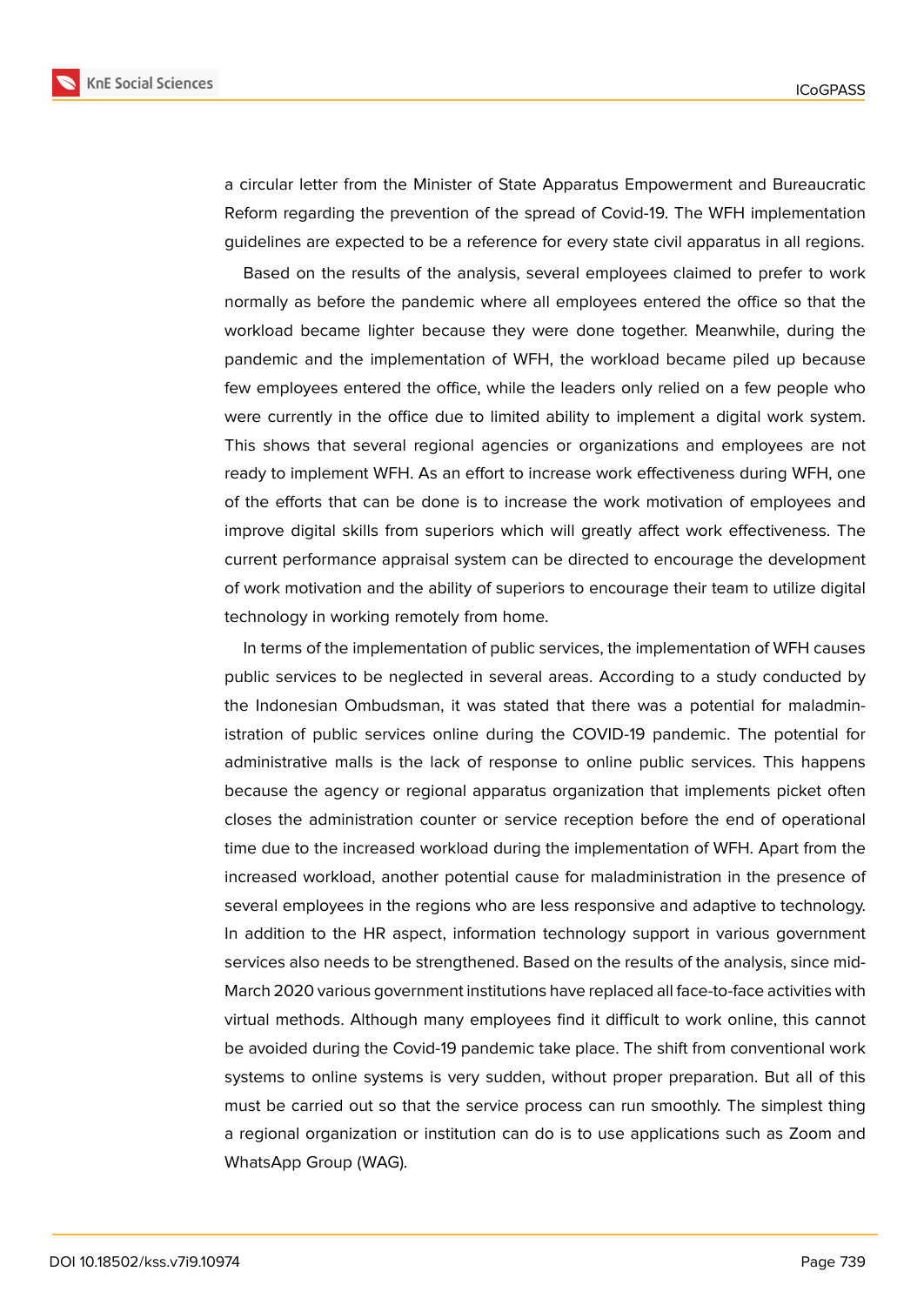a circular letter from the Minister of State Apparatus Empowerment and Bureaucratic Reform regarding the prevention of the spread of Covid-19. The WFH implementation guidelines are expected to be a reference for every state civil apparatus in all regions.

Based on the results of the analysis, several employees claimed to prefer to work normally as before the pandemic where all employees entered the office so that the workload became lighter because they were done together. Meanwhile, during the pandemic and the implementation of WFH, the workload became piled up because few employees entered the office, while the leaders only relied on a few people who were currently in the office due to limited ability to implement a digital work system. This shows that several regional agencies or organizations and employees are not ready to implement WFH. As an effort to increase work effectiveness during WFH, one of the efforts that can be done is to increase the work motivation of employees and improve digital skills from superiors which will greatly affect work effectiveness. The current performance appraisal system can be directed to encourage the development of work motivation and the ability of superiors to encourage their team to utilize digital technology in working remotely from home.

In terms of the implementation of public services, the implementation of WFH causes public services to be neglected in several areas. According to a study conducted by the Indonesian Ombudsman, it was stated that there was a potential for maladministration of public services online during the COVID-19 pandemic. The potential for administrative malls is the lack of response to online public services. This happens because the agency or regional apparatus organization that implements picket often closes the administration counter or service reception before the end of operational time due to the increased workload during the implementation of WFH. Apart from the increased workload, another potential cause for maladministration in the presence of several employees in the regions who are less responsive and adaptive to technology. In addition to the HR aspect, information technology support in various government services also needs to be strengthened. Based on the results of the analysis, since mid-March 2020 various government institutions have replaced all face-to-face activities with virtual methods. Although many employees find it difficult to work online, this cannot be avoided during the Covid-19 pandemic take place. The shift from conventional work systems to online systems is very sudden, without proper preparation. But all of this must be carried out so that the service process can run smoothly. The simplest thing a regional organization or institution can do is to use applications such as Zoom and WhatsApp Group (WAG).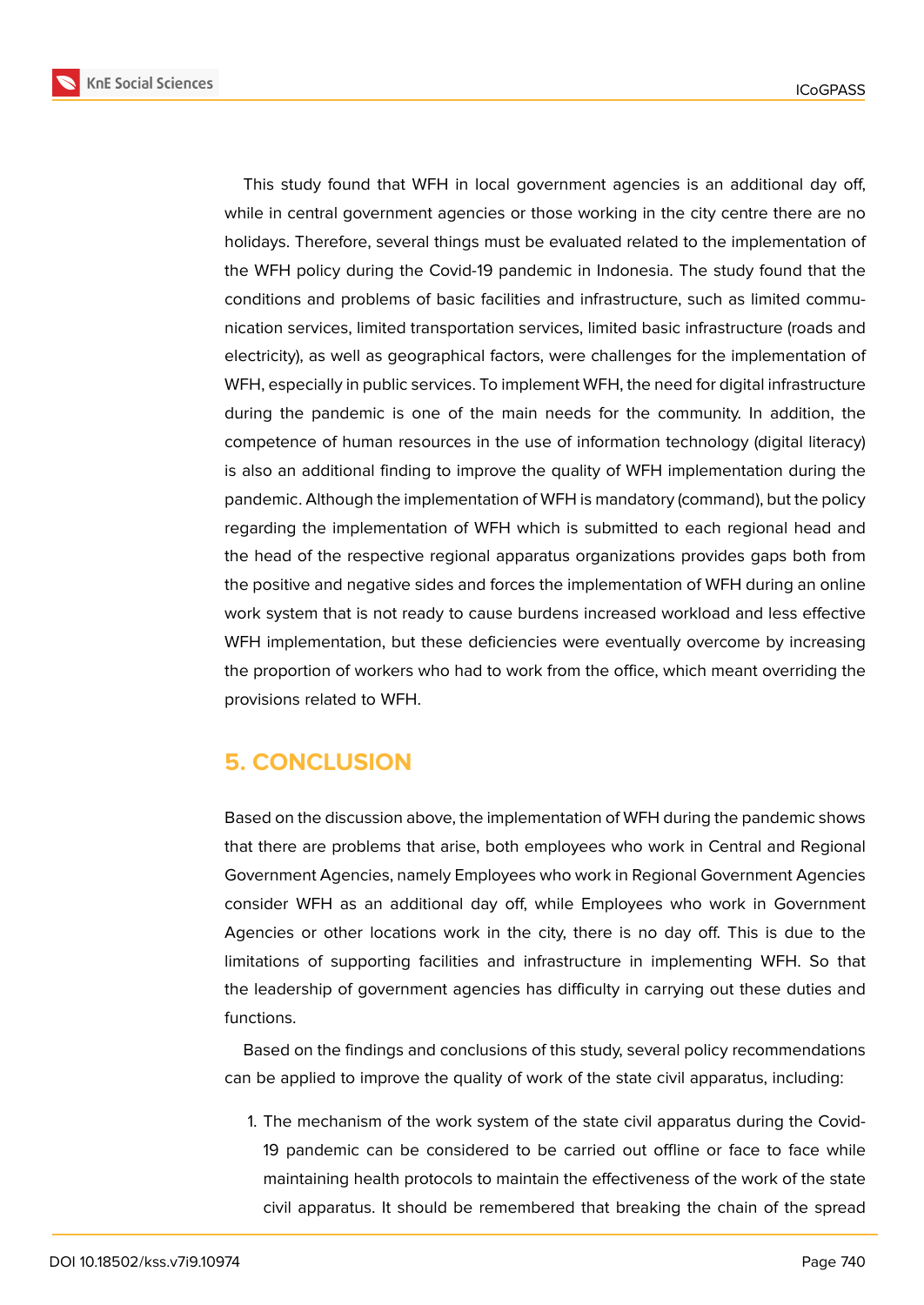This study found that WFH in local government agencies is an additional day off, while in central government agencies or those working in the city centre there are no holidays. Therefore, several things must be evaluated related to the implementation of the WFH policy during the Covid-19 pandemic in Indonesia. The study found that the conditions and problems of basic facilities and infrastructure, such as limited communication services, limited transportation services, limited basic infrastructure (roads and electricity), as well as geographical factors, were challenges for the implementation of WFH, especially in public services. To implement WFH, the need for digital infrastructure during the pandemic is one of the main needs for the community. In addition, the competence of human resources in the use of information technology (digital literacy) is also an additional finding to improve the quality of WFH implementation during the pandemic. Although the implementation of WFH is mandatory (command), but the policy regarding the implementation of WFH which is submitted to each regional head and the head of the respective regional apparatus organizations provides gaps both from the positive and negative sides and forces the implementation of WFH during an online work system that is not ready to cause burdens increased workload and less effective WFH implementation, but these deficiencies were eventually overcome by increasing the proportion of workers who had to work from the office, which meant overriding the provisions related to WFH.

## 5. CONCLUSION

Based on the discussion above, the implementation of WFH during the pandemic shows that there are problems that arise, both employees who work in Central and Regional Government Agencies, namely Employees who work in Regional Government Agencies consider WFH as an additional day off, while Employees who work in Government Agencies or other locations work in the city, there is no day off. This is due to the limitations of supporting facilities and infrastructure in implementing WFH. So that the leadership of government agencies has difficulty in carrying out these duties and functions.

Based on the findings and conclusions of this study, several policy recommendations can be applied to improve the quality of work of the state civil apparatus, including:

1. The mechanism of the work system of the state civil apparatus during the Covid-19 pandemic can be considered to be carried out offline or face to face while maintaining health protocols to maintain the effectiveness of the work of the state civil apparatus. It should be remembered that breaking the chain of the spread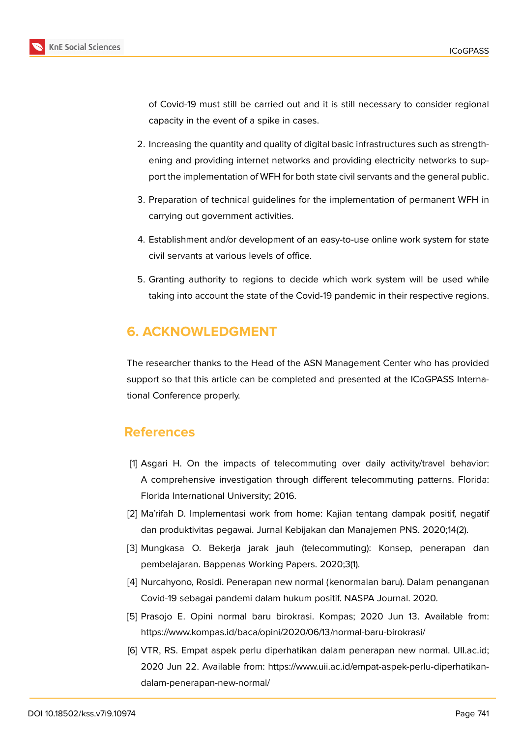of Covid-19 must still be carried out and it is still necessary to consider regional capacity in the event of a spike in cases.

2. Increasing the quantity and quality of digital basic infrastructures such as strengthening and providing internet networks and providing electricity networks to support the implementation of WFH for both state civil servants and the general public.

3. Preparation of technical guidelines for the implementation of permanent WFH in carrying out government activities.

4. Establishment and/or development of an easy-to-use online work system for state civil servants at various levels of office.

5. Granting authority to regions to decide which work system will be used while taking into account the state of the Covid-19 pandemic in their respective regions.

## 6. ACKNOWLEDGMENT

The researcher thanks to the Head of the ASN Management Center who has provided support so that this article can be completed and presented at the ICoGPASS International Conference properly.

## References

[1] Asgari H. On the impacts of telecommuting over daily activity/travel behavior: A comprehensive investigation through different telecommuting patterns. Florida: Florida International University; 2016.

[2] Ma'rifah D. Implementasi work from home: Kajian tentang dampak positif, negatif dan produktivitas pegawai. Jurnal Kebijakan dan Manajemen PNS. 2020;14(2).

[3] Mungkasa O. Bekerja jarak jauh (telecommuting): Konsep, penerapan dan pembelajaran. Bappenas Working Papers. 2020;3(1).

[4] Nurcahyono, Rosidi. Penerapan new normal (kenormalan baru). Dalam penanganan Covid-19 sebagai pandemi dalam hukum positif. NASPA Journal. 2020.

[5] Prasojo E. Opini normal baru birokrasi. Kompas; 2020 Jun 13. Available from: https://www.kompas.id/baca/opini/2020/06/13/normal-baru-birokrasi/

[6] VTR, RS. Empat aspek perlu diperhatikan dalam penerapan new normal. UII.ac.id; 2020 Jun 22. Available from: https://www.uii.ac.id/empat-aspek-perlu-diperhatikan-dalam-penerapan-new-normal/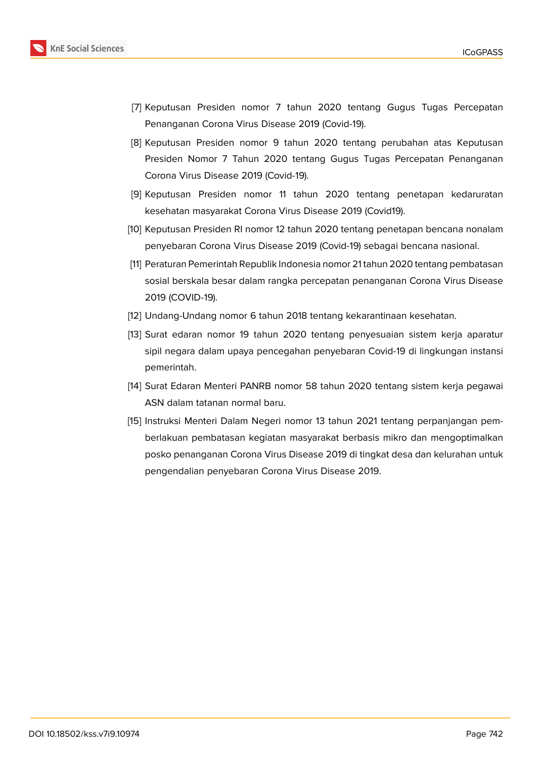[7] Keputusan Presiden nomor 7 tahun 2020 tentang Gugus Tugas Percepatan Penanganan Corona Virus Disease 2019 (Covid-19).

[8] Keputusan Presiden nomor 9 tahun 2020 tentang perubahan atas Keputusan Presiden Nomor 7 Tahun 2020 tentang Gugus Tugas Percepatan Penanganan Corona Virus Disease 2019 (Covid-19).

[9] Keputusan Presiden nomor 11 tahun 2020 tentang penetapan kedaruratan kesehatan masyarakat Corona Virus Disease 2019 (Covid19).

[10] Keputusan Presiden RI nomor 12 tahun 2020 tentang penetapan bencana nonalam penyebaran Corona Virus Disease 2019 (Covid-19) sebagai bencana nasional.

[11] Peraturan Pemerintah Republik Indonesia nomor 21 tahun 2020 tentang pembatasan sosial berskala besar dalam rangka percepatan penanganan Corona Virus Disease 2019 (COVID-19).

[12] Undang-Undang nomor 6 tahun 2018 tentang kekarantinaan kesehatan.

[13] Surat edaran nomor 19 tahun 2020 tentang penyesuaian sistem kerja aparatur sipil negara dalam upaya pencegahan penyebaran Covid-19 di lingkungan instansi pemerintah.

[14] Surat Edaran Menteri PANRB nomor 58 tahun 2020 tentang sistem kerja pegawai ASN dalam tatanan normal baru.

[15] Instruksi Menteri Dalam Negeri nomor 13 tahun 2021 tentang perpanjangan pemberlakuan pembatasan kegiatan masyarakat berbasis mikro dan mengoptimalkan posko penanganan Corona Virus Disease 2019 di tingkat desa dan kelurahan untuk pengendalian penyebaran Corona Virus Disease 2019.